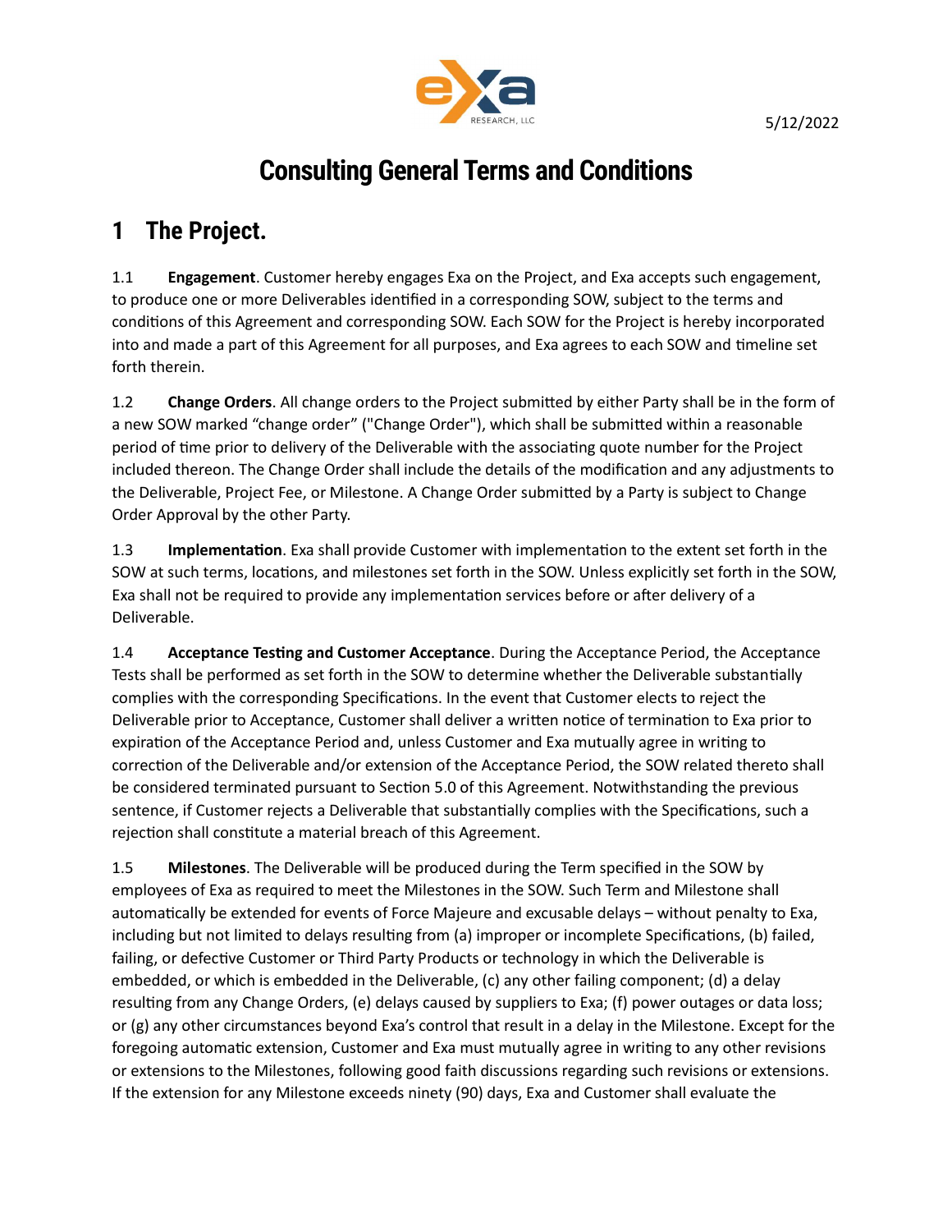5/12/2022

# Consulting General Terms and Conditions

## 1 The Project.

1.1 **Engagement**. Customer hereby engages Exa on the Project, and Exa accepts such engagement, to produce one or more Deliverables identified in a corresponding SOW, subject to the terms and conditions of this Agreement and corresponding SOW. Each SOW for the Project is hereby incorporated into and made a part of this Agreement for all purposes, and Exa agrees to each SOW and timeline set forth therein.

1.2 **Change Orders**. All change orders to the Project submitted by either Party shall be in the form of a new SOW marked "change order" ("Change Order"), which shall be submitted within a reasonable period of time prior to delivery of the Deliverable with the associating quote number for the Project included thereon. The Change Order shall include the details of the modification and any adjustments to the Deliverable, Project Fee, or Milestone. A Change Order submitted by a Party is subject to Change Order Approval by the other Party.

1.3 **Implementation**. Exa shall provide Customer with implementation to the extent set forth in the SOW at such terms, locations, and milestones set forth in the SOW. Unless explicitly set forth in the SOW, Exa shall not be required to provide any implementation services before or after delivery of a Deliverable.

1.4 **Acceptance Testing and Customer Acceptance**. During the Acceptance Period, the Acceptance Tests shall be performed as set forth in the SOW to determine whether the Deliverable substantially complies with the corresponding Specifications. In the event that Customer elects to reject the Deliverable prior to Acceptance, Customer shall deliver a written notice of termination to Exa prior to expiration of the Acceptance Period and, unless Customer and Exa mutually agree in writing to correction of the Deliverable and/or extension of the Acceptance Period, the SOW related thereto shall be considered terminated pursuant to Section 5.0 of this Agreement. Notwithstanding the previous sentence, if Customer rejects a Deliverable that substantially complies with the Specifications, such a rejection shall constitute a material breach of this Agreement.

1.5 **Milestones**. The Deliverable will be produced during the Term specified in the SOW by employees of Exa as required to meet the Milestones in the SOW. Such Term and Milestone shall automatically be extended for events of Force Majeure and excusable delays – without penalty to Exa, including but not limited to delays resulting from (a) improper or incomplete Specifications, (b) failed, failing, or defective Customer or Third Party Products or technology in which the Deliverable is embedded, or which is embedded in the Deliverable, (c) any other failing component; (d) a delay resulting from any Change Orders, (e) delays caused by suppliers to Exa; (f) power outages or data loss; or (g) any other circumstances beyond Exa's control that result in a delay in the Milestone. Except for the foregoing automatic extension, Customer and Exa must mutually agree in writing to any other revisions or extensions to the Milestones, following good faith discussions regarding such revisions or extensions. If the extension for any Milestone exceeds ninety (90) days, Exa and Customer shall evaluate the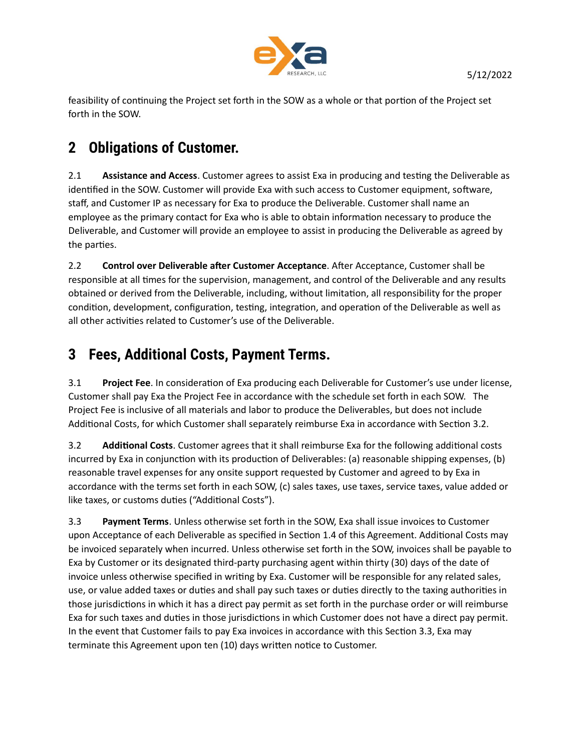feasibility of continuing the Project set forth in the SOW as a whole or that portion of the Project set forth in the SOW.

## 2 Obligations of Customer.

2.1 **Assistance and Access**. Customer agrees to assist Exa in producing and testing the Deliverable as identified in the SOW. Customer will provide Exa with such access to Customer equipment, software, staff, and Customer IP as necessary for Exa to produce the Deliverable. Customer shall name an employee as the primary contact for Exa who is able to obtain information necessary to produce the Deliverable, and Customer will provide an employee to assist in producing the Deliverable as agreed by the parties.

2.2 **Control over Deliverable after Customer Acceptance**. After Acceptance, Customer shall be responsible at all times for the supervision, management, and control of the Deliverable and any results obtained or derived from the Deliverable, including, without limitation, all responsibility for the proper condition, development, configuration, testing, integration, and operation of the Deliverable as well as all other activities related to Customer's use of the Deliverable.

## 3 Fees, Additional Costs, Payment Terms.

3.1 **Project Fee**. In consideration of Exa producing each Deliverable for Customer's use under license, Customer shall pay Exa the Project Fee in accordance with the schedule set forth in each SOW. The Project Fee is inclusive of all materials and labor to produce the Deliverables, but does not include Additional Costs, for which Customer shall separately reimburse Exa in accordance with Section 3.2.

3.2 **Additional Costs**. Customer agrees that it shall reimburse Exa for the following additional costs incurred by Exa in conjunction with its production of Deliverables: (a) reasonable shipping expenses, (b) reasonable travel expenses for any onsite support requested by Customer and agreed to by Exa in accordance with the terms set forth in each SOW, (c) sales taxes, use taxes, service taxes, value added or like taxes, or customs duties ("Additional Costs").

3.3 **Payment Terms**. Unless otherwise set forth in the SOW, Exa shall issue invoices to Customer upon Acceptance of each Deliverable as specified in Section 1.4 of this Agreement. Additional Costs may be invoiced separately when incurred. Unless otherwise set forth in the SOW, invoices shall be payable to Exa by Customer or its designated third-party purchasing agent within thirty (30) days of the date of invoice unless otherwise specified in writing by Exa. Customer will be responsible for any related sales, use, or value added taxes or duties and shall pay such taxes or duties directly to the taxing authorities in those jurisdictions in which it has a direct pay permit as set forth in the purchase order or will reimburse Exa for such taxes and duties in those jurisdictions in which Customer does not have a direct pay permit. In the event that Customer fails to pay Exa invoices in accordance with this Section 3.3, Exa may terminate this Agreement upon ten (10) days written notice to Customer.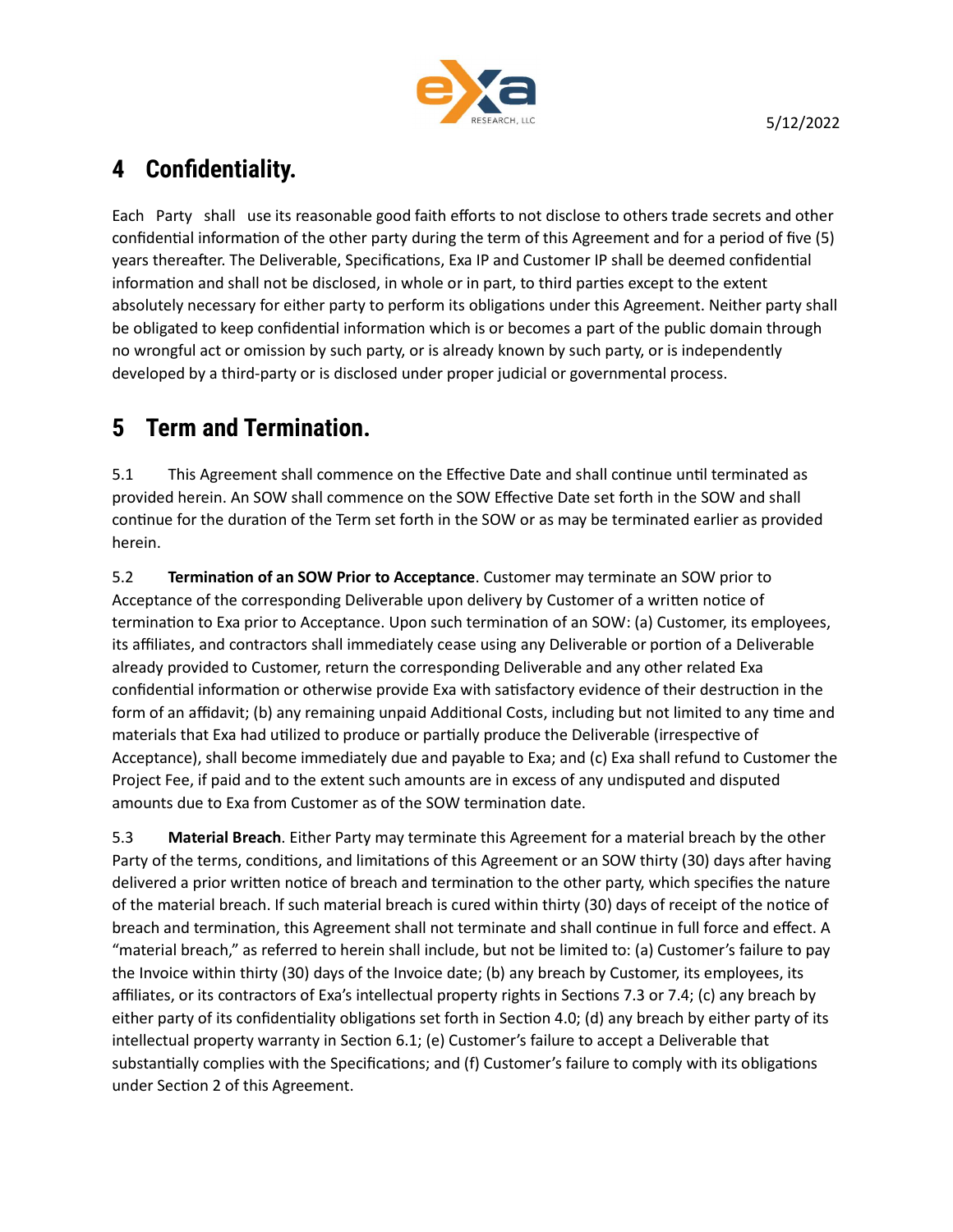# 4 Confidentiality.

Each Party shall use its reasonable good faith efforts to not disclose to others trade secrets and other confidential information of the other party during the term of this Agreement and for a period of five (5) years thereafter. The Deliverable, Specifications, Exa IP and Customer IP shall be deemed confidential information and shall not be disclosed, in whole or in part, to third parties except to the extent absolutely necessary for either party to perform its obligations under this Agreement. Neither party shall be obligated to keep confidential information which is or becomes a part of the public domain through no wrongful act or omission by such party, or is already known by such party, or is independently developed by a third-party or is disclosed under proper judicial or governmental process.

# 5 Term and Termination.

5.1 This Agreement shall commence on the Effective Date and shall continue until terminated as provided herein. An SOW shall commence on the SOW Effective Date set forth in the SOW and shall continue for the duration of the Term set forth in the SOW or as may be terminated earlier as provided herein.

5.2 **Termination of an SOW Prior to Acceptance**. Customer may terminate an SOW prior to Acceptance of the corresponding Deliverable upon delivery by Customer of a written notice of termination to Exa prior to Acceptance. Upon such termination of an SOW: (a) Customer, its employees, its affiliates, and contractors shall immediately cease using any Deliverable or portion of a Deliverable already provided to Customer, return the corresponding Deliverable and any other related Exa confidential information or otherwise provide Exa with satisfactory evidence of their destruction in the form of an affidavit; (b) any remaining unpaid Additional Costs, including but not limited to any time and materials that Exa had utilized to produce or partially produce the Deliverable (irrespective of Acceptance), shall become immediately due and payable to Exa; and (c) Exa shall refund to Customer the Project Fee, if paid and to the extent such amounts are in excess of any undisputed and disputed amounts due to Exa from Customer as of the SOW termination date.

5.3 **Material Breach**. Either Party may terminate this Agreement for a material breach by the other Party of the terms, conditions, and limitations of this Agreement or an SOW thirty (30) days after having delivered a prior written notice of breach and termination to the other party, which specifies the nature of the material breach. If such material breach is cured within thirty (30) days of receipt of the notice of breach and termination, this Agreement shall not terminate and shall continue in full force and effect. A "material breach," as referred to herein shall include, but not be limited to: (a) Customer's failure to pay the Invoice within thirty (30) days of the Invoice date; (b) any breach by Customer, its employees, its affiliates, or its contractors of Exa's intellectual property rights in Sections 7.3 or 7.4; (c) any breach by either party of its confidentiality obligations set forth in Section 4.0; (d) any breach by either party of its intellectual property warranty in Section 6.1; (e) Customer's failure to accept a Deliverable that substantially complies with the Specifications; and (f) Customer's failure to comply with its obligations under Section 2 of this Agreement.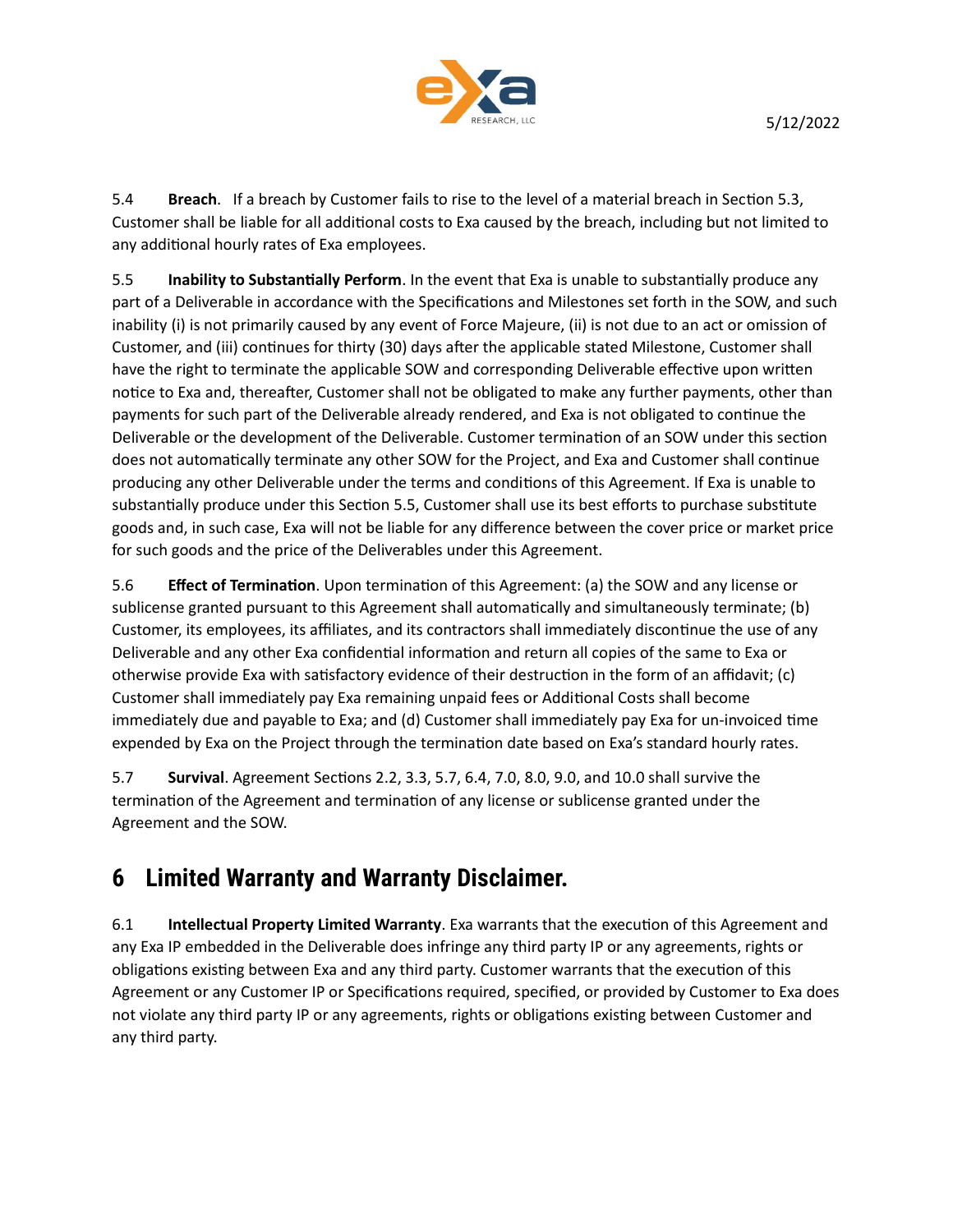5.4 **Breach**. If a breach by Customer fails to rise to the level of a material breach in Section 5.3, Customer shall be liable for all additional costs to Exa caused by the breach, including but not limited to any additional hourly rates of Exa employees.

5.5 **Inability to Substantially Perform**. In the event that Exa is unable to substantially produce any part of a Deliverable in accordance with the Specifications and Milestones set forth in the SOW, and such inability (i) is not primarily caused by any event of Force Majeure, (ii) is not due to an act or omission of Customer, and (iii) continues for thirty (30) days after the applicable stated Milestone, Customer shall have the right to terminate the applicable SOW and corresponding Deliverable effective upon written notice to Exa and, thereafter, Customer shall not be obligated to make any further payments, other than payments for such part of the Deliverable already rendered, and Exa is not obligated to continue the Deliverable or the development of the Deliverable. Customer termination of an SOW under this section does not automatically terminate any other SOW for the Project, and Exa and Customer shall continue producing any other Deliverable under the terms and conditions of this Agreement. If Exa is unable to substantially produce under this Section 5.5, Customer shall use its best efforts to purchase substitute goods and, in such case, Exa will not be liable for any difference between the cover price or market price for such goods and the price of the Deliverables under this Agreement.

5.6 **Effect of Termination**. Upon termination of this Agreement: (a) the SOW and any license or sublicense granted pursuant to this Agreement shall automatically and simultaneously terminate; (b) Customer, its employees, its affiliates, and its contractors shall immediately discontinue the use of any Deliverable and any other Exa confidential information and return all copies of the same to Exa or otherwise provide Exa with satisfactory evidence of their destruction in the form of an affidavit; (c) Customer shall immediately pay Exa remaining unpaid fees or Additional Costs shall become immediately due and payable to Exa; and (d) Customer shall immediately pay Exa for un-invoiced time expended by Exa on the Project through the termination date based on Exa's standard hourly rates.

5.7 **Survival**. Agreement Sections 2.2, 3.3, 5.7, 6.4, 7.0, 8.0, 9.0, and 10.0 shall survive the termination of the Agreement and termination of any license or sublicense granted under the Agreement and the SOW.

# 6 Limited Warranty and Warranty Disclaimer.

6.1 **Intellectual Property Limited Warranty**. Exa warrants that the execution of this Agreement and any Exa IP embedded in the Deliverable does infringe any third party IP or any agreements, rights or obligations existing between Exa and any third party. Customer warrants that the execution of this Agreement or any Customer IP or Specifications required, specified, or provided by Customer to Exa does not violate any third party IP or any agreements, rights or obligations existing between Customer and any third party.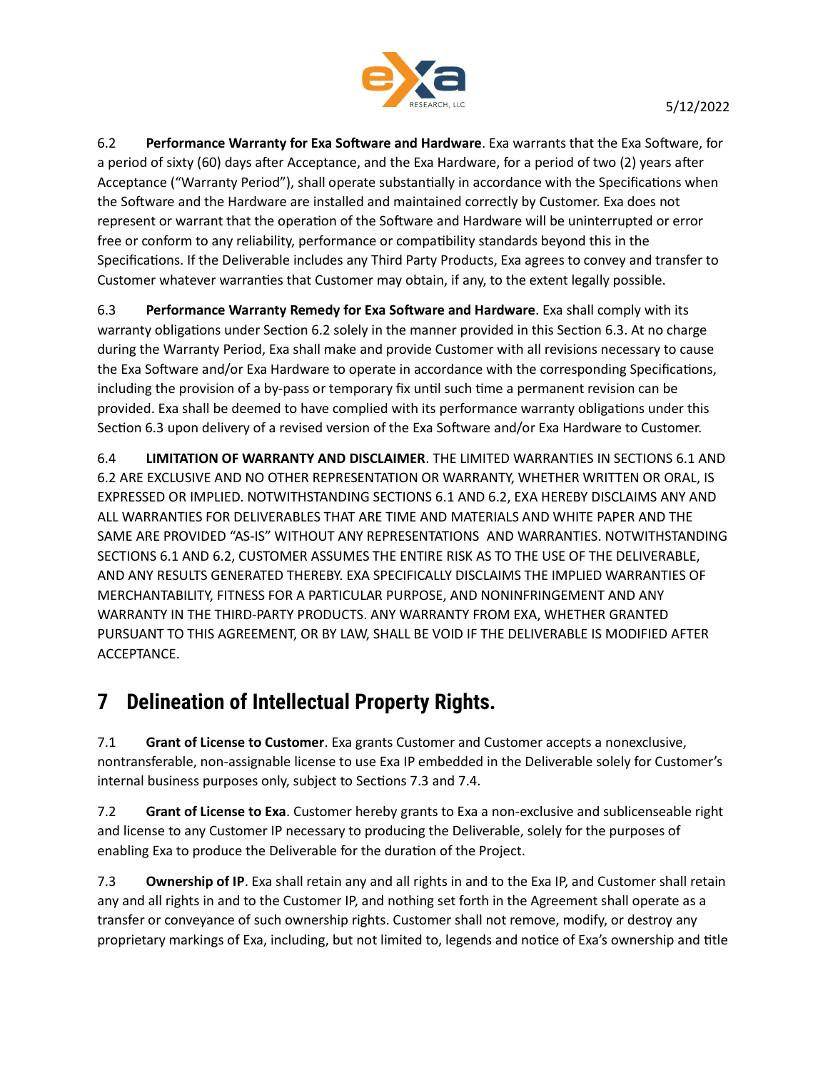6.2 **Performance Warranty for Exa Software and Hardware**. Exa warrants that the Exa Software, for a period of sixty (60) days after Acceptance, and the Exa Hardware, for a period of two (2) years after Acceptance ("Warranty Period"), shall operate substantially in accordance with the Specifications when the Software and the Hardware are installed and maintained correctly by Customer. Exa does not represent or warrant that the operation of the Software and Hardware will be uninterrupted or error free or conform to any reliability, performance or compatibility standards beyond this in the Specifications. If the Deliverable includes any Third Party Products, Exa agrees to convey and transfer to Customer whatever warranties that Customer may obtain, if any, to the extent legally possible.

6.3 **Performance Warranty Remedy for Exa Software and Hardware**. Exa shall comply with its warranty obligations under Section 6.2 solely in the manner provided in this Section 6.3. At no charge during the Warranty Period, Exa shall make and provide Customer with all revisions necessary to cause the Exa Software and/or Exa Hardware to operate in accordance with the corresponding Specifications, including the provision of a by-pass or temporary fix until such time a permanent revision can be provided. Exa shall be deemed to have complied with its performance warranty obligations under this Section 6.3 upon delivery of a revised version of the Exa Software and/or Exa Hardware to Customer.

6.4 **LIMITATION OF WARRANTY AND DISCLAIMER**. THE LIMITED WARRANTIES IN SECTIONS 6.1 AND 6.2 ARE EXCLUSIVE AND NO OTHER REPRESENTATION OR WARRANTY, WHETHER WRITTEN OR ORAL, IS EXPRESSED OR IMPLIED. NOTWITHSTANDING SECTIONS 6.1 AND 6.2, EXA HEREBY DISCLAIMS ANY AND ALL WARRANTIES FOR DELIVERABLES THAT ARE TIME AND MATERIALS AND WHITE PAPER AND THE SAME ARE PROVIDED "AS-IS" WITHOUT ANY REPRESENTATIONS AND WARRANTIES. NOTWITHSTANDING SECTIONS 6.1 AND 6.2, CUSTOMER ASSUMES THE ENTIRE RISK AS TO THE USE OF THE DELIVERABLE, AND ANY RESULTS GENERATED THEREBY. EXA SPECIFICALLY DISCLAIMS THE IMPLIED WARRANTIES OF MERCHANTABILITY, FITNESS FOR A PARTICULAR PURPOSE, AND NONINFRINGEMENT AND ANY WARRANTY IN THE THIRD-PARTY PRODUCTS. ANY WARRANTY FROM EXA, WHETHER GRANTED PURSUANT TO THIS AGREEMENT, OR BY LAW, SHALL BE VOID IF THE DELIVERABLE IS MODIFIED AFTER ACCEPTANCE.

# 7 Delineation of Intellectual Property Rights.

7.1 **Grant of License to Customer**. Exa grants Customer and Customer accepts a nonexclusive, nontransferable, non-assignable license to use Exa IP embedded in the Deliverable solely for Customer's internal business purposes only, subject to Sections 7.3 and 7.4.

7.2 **Grant of License to Exa**. Customer hereby grants to Exa a non-exclusive and sublicenseable right and license to any Customer IP necessary to producing the Deliverable, solely for the purposes of enabling Exa to produce the Deliverable for the duration of the Project.

7.3 **Ownership of IP**. Exa shall retain any and all rights in and to the Exa IP, and Customer shall retain any and all rights in and to the Customer IP, and nothing set forth in the Agreement shall operate as a transfer or conveyance of such ownership rights. Customer shall not remove, modify, or destroy any proprietary markings of Exa, including, but not limited to, legends and notice of Exa's ownership and title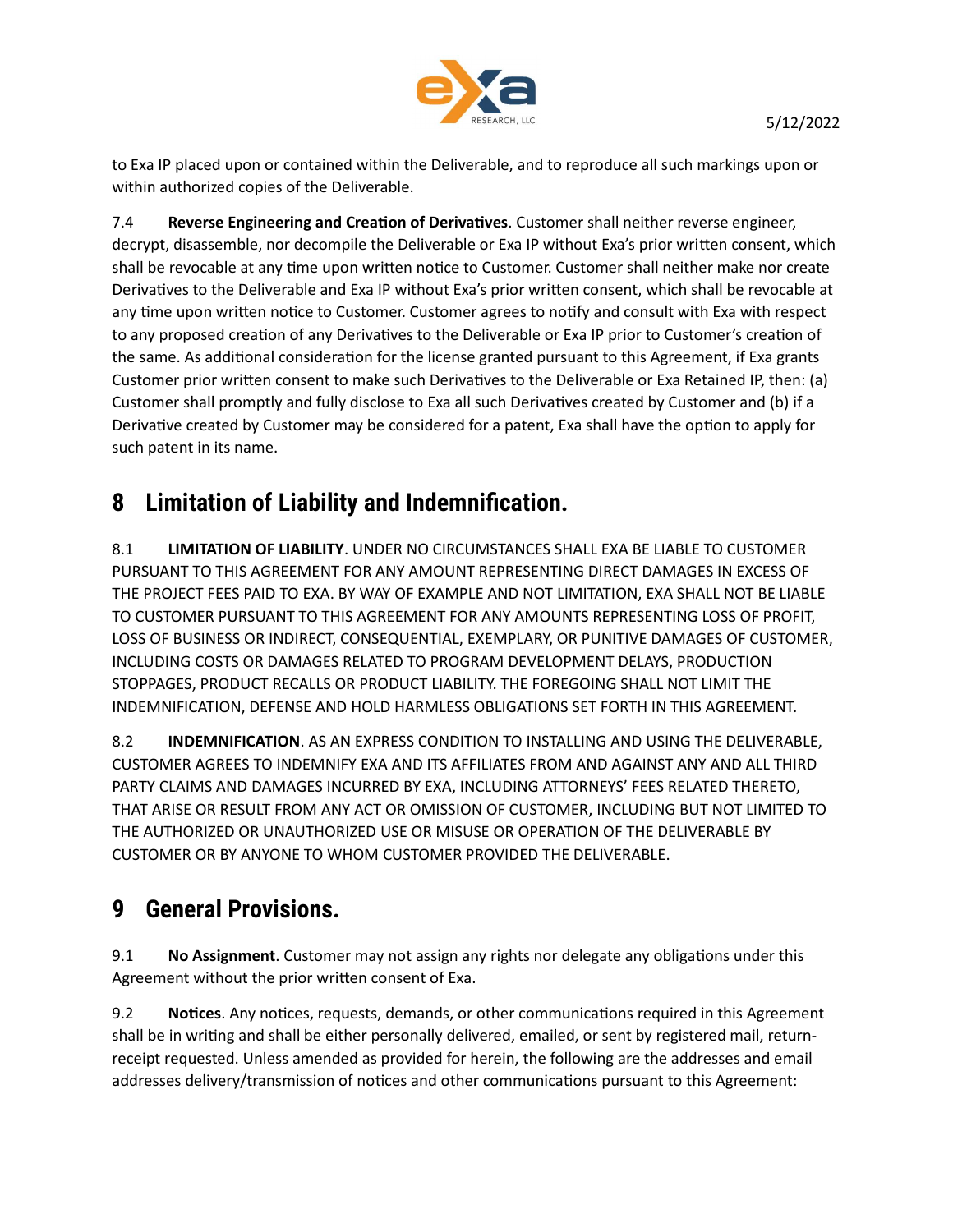to Exa IP placed upon or contained within the Deliverable, and to reproduce all such markings upon or within authorized copies of the Deliverable.

7.4 **Reverse Engineering and Creation of Derivatives**. Customer shall neither reverse engineer, decrypt, disassemble, nor decompile the Deliverable or Exa IP without Exa's prior written consent, which shall be revocable at any time upon written notice to Customer. Customer shall neither make nor create Derivatives to the Deliverable and Exa IP without Exa's prior written consent, which shall be revocable at any time upon written notice to Customer. Customer agrees to notify and consult with Exa with respect to any proposed creation of any Derivatives to the Deliverable or Exa IP prior to Customer's creation of the same. As additional consideration for the license granted pursuant to this Agreement, if Exa grants Customer prior written consent to make such Derivatives to the Deliverable or Exa Retained IP, then: (a) Customer shall promptly and fully disclose to Exa all such Derivatives created by Customer and (b) if a Derivative created by Customer may be considered for a patent, Exa shall have the option to apply for such patent in its name.

# 8 Limitation of Liability and Indemnification.

8.1 **LIMITATION OF LIABILITY**. UNDER NO CIRCUMSTANCES SHALL EXA BE LIABLE TO CUSTOMER PURSUANT TO THIS AGREEMENT FOR ANY AMOUNT REPRESENTING DIRECT DAMAGES IN EXCESS OF THE PROJECT FEES PAID TO EXA. BY WAY OF EXAMPLE AND NOT LIMITATION, EXA SHALL NOT BE LIABLE TO CUSTOMER PURSUANT TO THIS AGREEMENT FOR ANY AMOUNTS REPRESENTING LOSS OF PROFIT, LOSS OF BUSINESS OR INDIRECT, CONSEQUENTIAL, EXEMPLARY, OR PUNITIVE DAMAGES OF CUSTOMER, INCLUDING COSTS OR DAMAGES RELATED TO PROGRAM DEVELOPMENT DELAYS, PRODUCTION STOPPAGES, PRODUCT RECALLS OR PRODUCT LIABILITY. THE FOREGOING SHALL NOT LIMIT THE INDEMNIFICATION, DEFENSE AND HOLD HARMLESS OBLIGATIONS SET FORTH IN THIS AGREEMENT.

8.2 **INDEMNIFICATION**. AS AN EXPRESS CONDITION TO INSTALLING AND USING THE DELIVERABLE, CUSTOMER AGREES TO INDEMNIFY EXA AND ITS AFFILIATES FROM AND AGAINST ANY AND ALL THIRD PARTY CLAIMS AND DAMAGES INCURRED BY EXA, INCLUDING ATTORNEYS' FEES RELATED THERETO, THAT ARISE OR RESULT FROM ANY ACT OR OMISSION OF CUSTOMER, INCLUDING BUT NOT LIMITED TO THE AUTHORIZED OR UNAUTHORIZED USE OR MISUSE OR OPERATION OF THE DELIVERABLE BY CUSTOMER OR BY ANYONE TO WHOM CUSTOMER PROVIDED THE DELIVERABLE.

# 9 General Provisions.

9.1 **No Assignment**. Customer may not assign any rights nor delegate any obligations under this Agreement without the prior written consent of Exa.

9.2 **Notices**. Any notices, requests, demands, or other communications required in this Agreement shall be in writing and shall be either personally delivered, emailed, or sent by registered mail, return-receipt requested. Unless amended as provided for herein, the following are the addresses and email addresses delivery/transmission of notices and other communications pursuant to this Agreement: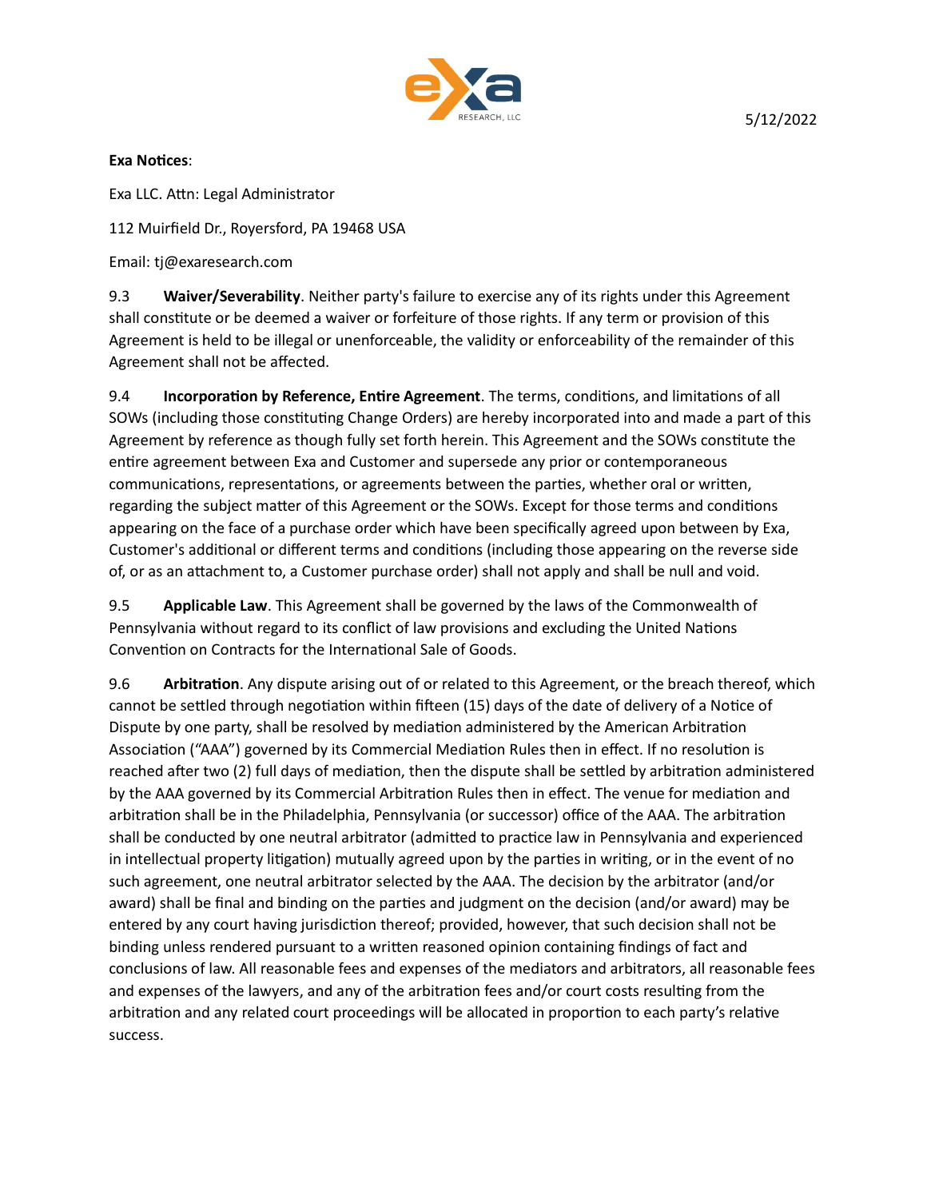**Exa Notices**:

Exa LLC. Attn: Legal Administrator

112 Muirfield Dr., Royersford, PA 19468 USA

Email: tj@exaresearch.com

9.3 **Waiver/Severability**. Neither party's failure to exercise any of its rights under this Agreement shall constitute or be deemed a waiver or forfeiture of those rights. If any term or provision of this Agreement is held to be illegal or unenforceable, the validity or enforceability of the remainder of this Agreement shall not be affected.

9.4 **Incorporation by Reference, Entire Agreement**. The terms, conditions, and limitations of all SOWs (including those constituting Change Orders) are hereby incorporated into and made a part of this Agreement by reference as though fully set forth herein. This Agreement and the SOWs constitute the entire agreement between Exa and Customer and supersede any prior or contemporaneous communications, representations, or agreements between the parties, whether oral or written, regarding the subject matter of this Agreement or the SOWs. Except for those terms and conditions appearing on the face of a purchase order which have been specifically agreed upon between by Exa, Customer's additional or different terms and conditions (including those appearing on the reverse side of, or as an attachment to, a Customer purchase order) shall not apply and shall be null and void.

9.5 **Applicable Law**. This Agreement shall be governed by the laws of the Commonwealth of Pennsylvania without regard to its conflict of law provisions and excluding the United Nations Convention on Contracts for the International Sale of Goods.

9.6 **Arbitration**. Any dispute arising out of or related to this Agreement, or the breach thereof, which cannot be settled through negotiation within fifteen (15) days of the date of delivery of a Notice of Dispute by one party, shall be resolved by mediation administered by the American Arbitration Association ("AAA") governed by its Commercial Mediation Rules then in effect. If no resolution is reached after two (2) full days of mediation, then the dispute shall be settled by arbitration administered by the AAA governed by its Commercial Arbitration Rules then in effect. The venue for mediation and arbitration shall be in the Philadelphia, Pennsylvania (or successor) office of the AAA. The arbitration shall be conducted by one neutral arbitrator (admitted to practice law in Pennsylvania and experienced in intellectual property litigation) mutually agreed upon by the parties in writing, or in the event of no such agreement, one neutral arbitrator selected by the AAA. The decision by the arbitrator (and/or award) shall be final and binding on the parties and judgment on the decision (and/or award) may be entered by any court having jurisdiction thereof; provided, however, that such decision shall not be binding unless rendered pursuant to a written reasoned opinion containing findings of fact and conclusions of law. All reasonable fees and expenses of the mediators and arbitrators, all reasonable fees and expenses of the lawyers, and any of the arbitration fees and/or court costs resulting from the arbitration and any related court proceedings will be allocated in proportion to each party's relative success.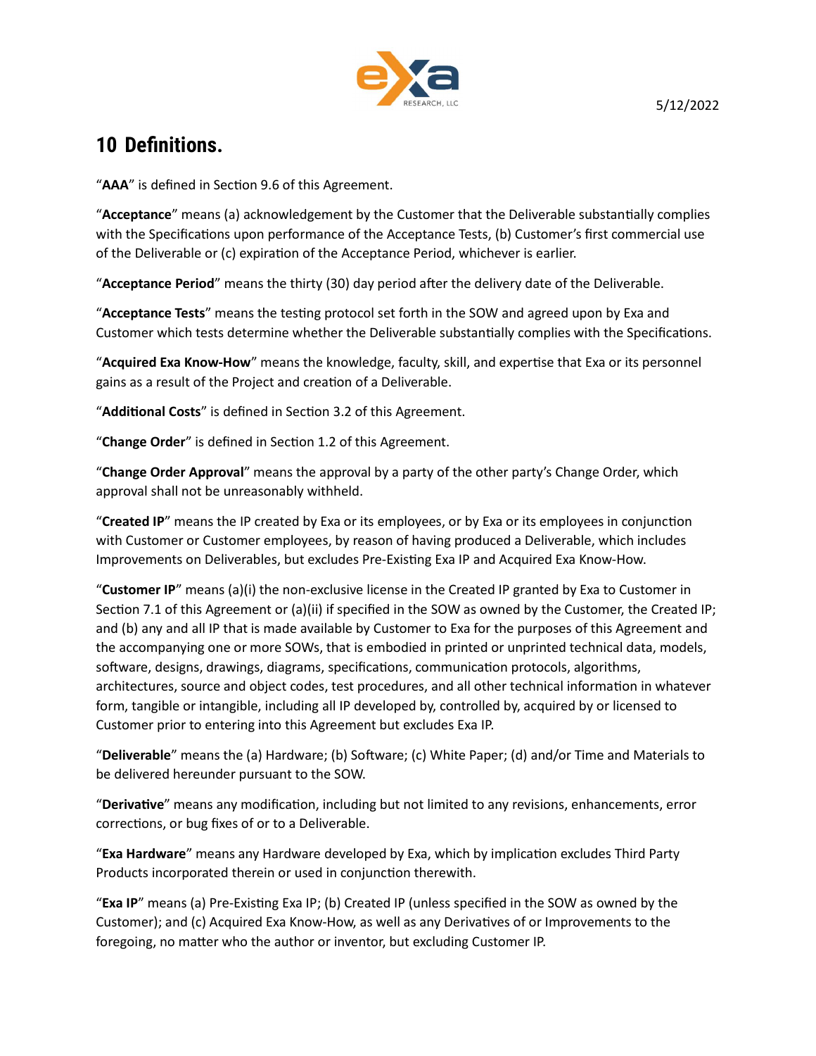# 10 Definitions.

"**AAA**" is defined in Section 9.6 of this Agreement.

"**Acceptance**" means (a) acknowledgement by the Customer that the Deliverable substantially complies with the Specifications upon performance of the Acceptance Tests, (b) Customer's first commercial use of the Deliverable or (c) expiration of the Acceptance Period, whichever is earlier.

"**Acceptance Period**" means the thirty (30) day period after the delivery date of the Deliverable.

"**Acceptance Tests**" means the testing protocol set forth in the SOW and agreed upon by Exa and Customer which tests determine whether the Deliverable substantially complies with the Specifications.

"**Acquired Exa Know-How**" means the knowledge, faculty, skill, and expertise that Exa or its personnel gains as a result of the Project and creation of a Deliverable.

"**Additional Costs**" is defined in Section 3.2 of this Agreement.

"**Change Order**" is defined in Section 1.2 of this Agreement.

"**Change Order Approval**" means the approval by a party of the other party's Change Order, which approval shall not be unreasonably withheld.

"**Created IP**" means the IP created by Exa or its employees, or by Exa or its employees in conjunction with Customer or Customer employees, by reason of having produced a Deliverable, which includes Improvements on Deliverables, but excludes Pre-Existing Exa IP and Acquired Exa Know-How.

"**Customer IP**" means (a)(i) the non-exclusive license in the Created IP granted by Exa to Customer in Section 7.1 of this Agreement or (a)(ii) if specified in the SOW as owned by the Customer, the Created IP; and (b) any and all IP that is made available by Customer to Exa for the purposes of this Agreement and the accompanying one or more SOWs, that is embodied in printed or unprinted technical data, models, software, designs, drawings, diagrams, specifications, communication protocols, algorithms, architectures, source and object codes, test procedures, and all other technical information in whatever form, tangible or intangible, including all IP developed by, controlled by, acquired by or licensed to Customer prior to entering into this Agreement but excludes Exa IP.

"**Deliverable**" means the (a) Hardware; (b) Software; (c) White Paper; (d) and/or Time and Materials to be delivered hereunder pursuant to the SOW.

"**Derivative**" means any modification, including but not limited to any revisions, enhancements, error corrections, or bug fixes of or to a Deliverable.

"**Exa Hardware**" means any Hardware developed by Exa, which by implication excludes Third Party Products incorporated therein or used in conjunction therewith.

"**Exa IP**" means (a) Pre-Existing Exa IP; (b) Created IP (unless specified in the SOW as owned by the Customer); and (c) Acquired Exa Know-How, as well as any Derivatives of or Improvements to the foregoing, no matter who the author or inventor, but excluding Customer IP.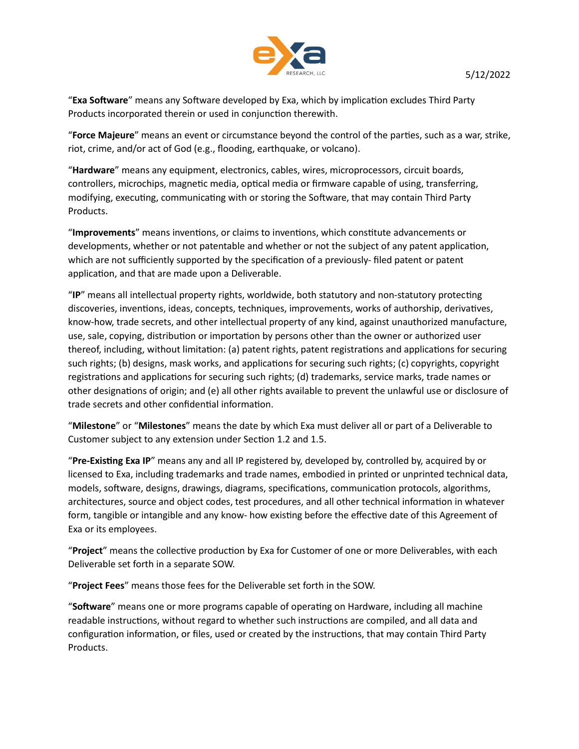"**Exa Software**" means any Software developed by Exa, which by implication excludes Third Party Products incorporated therein or used in conjunction therewith.

"**Force Majeure**" means an event or circumstance beyond the control of the parties, such as a war, strike, riot, crime, and/or act of God (e.g., flooding, earthquake, or volcano).

"**Hardware**" means any equipment, electronics, cables, wires, microprocessors, circuit boards, controllers, microchips, magnetic media, optical media or firmware capable of using, transferring, modifying, executing, communicating with or storing the Software, that may contain Third Party Products.

"**Improvements**" means inventions, or claims to inventions, which constitute advancements or developments, whether or not patentable and whether or not the subject of any patent application, which are not sufficiently supported by the specification of a previously- filed patent or patent application, and that are made upon a Deliverable.

"**IP**" means all intellectual property rights, worldwide, both statutory and non-statutory protecting discoveries, inventions, ideas, concepts, techniques, improvements, works of authorship, derivatives, know-how, trade secrets, and other intellectual property of any kind, against unauthorized manufacture, use, sale, copying, distribution or importation by persons other than the owner or authorized user thereof, including, without limitation: (a) patent rights, patent registrations and applications for securing such rights; (b) designs, mask works, and applications for securing such rights; (c) copyrights, copyright registrations and applications for securing such rights; (d) trademarks, service marks, trade names or other designations of origin; and (e) all other rights available to prevent the unlawful use or disclosure of trade secrets and other confidential information.

"**Milestone**" or "**Milestones**" means the date by which Exa must deliver all or part of a Deliverable to Customer subject to any extension under Section 1.2 and 1.5.

"**Pre-Existing Exa IP**" means any and all IP registered by, developed by, controlled by, acquired by or licensed to Exa, including trademarks and trade names, embodied in printed or unprinted technical data, models, software, designs, drawings, diagrams, specifications, communication protocols, algorithms, architectures, source and object codes, test procedures, and all other technical information in whatever form, tangible or intangible and any know- how existing before the effective date of this Agreement of Exa or its employees.

"**Project**" means the collective production by Exa for Customer of one or more Deliverables, with each Deliverable set forth in a separate SOW.

"**Project Fees**" means those fees for the Deliverable set forth in the SOW.

"**Software**" means one or more programs capable of operating on Hardware, including all machine readable instructions, without regard to whether such instructions are compiled, and all data and configuration information, or files, used or created by the instructions, that may contain Third Party Products.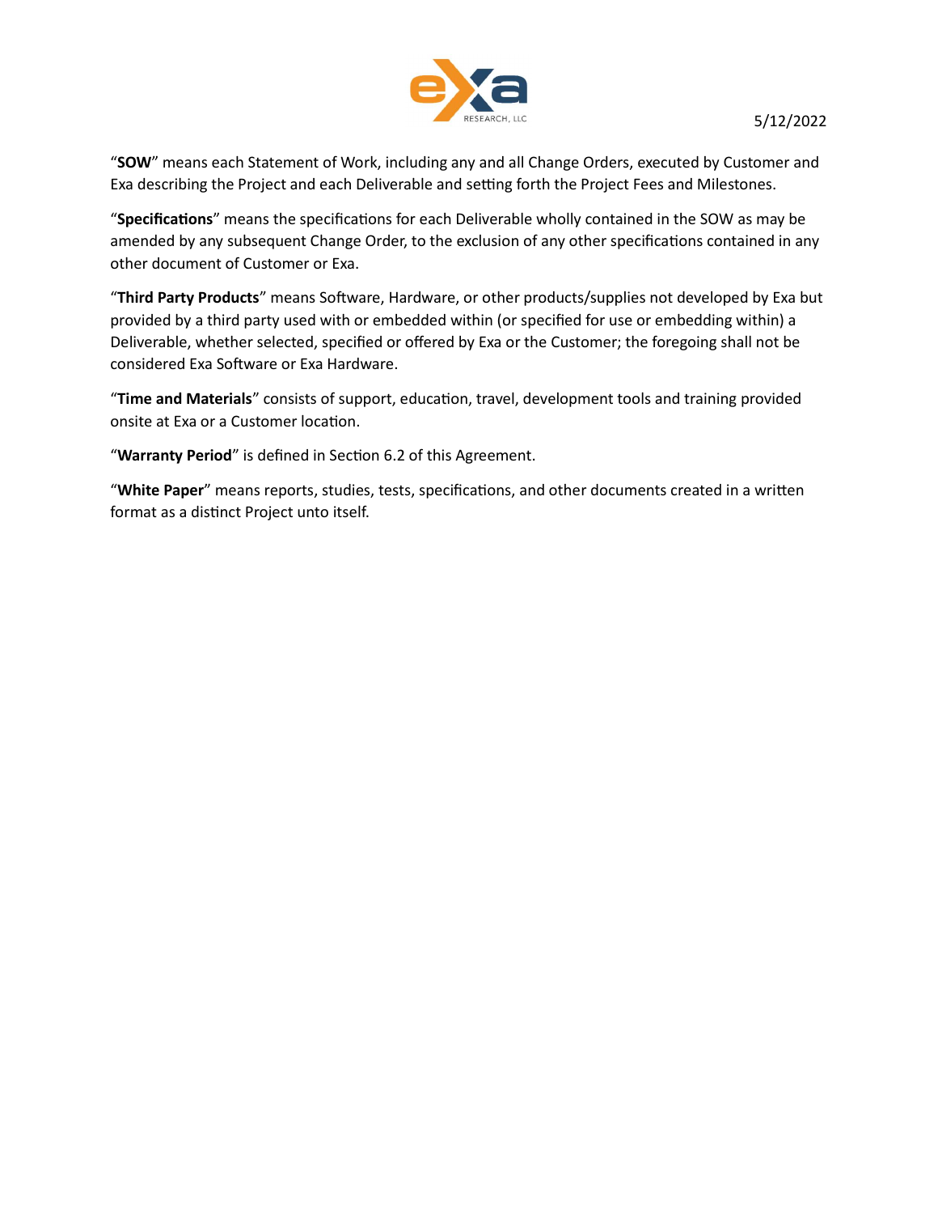"**SOW**" means each Statement of Work, including any and all Change Orders, executed by Customer and Exa describing the Project and each Deliverable and setting forth the Project Fees and Milestones.

"**Specifications**" means the specifications for each Deliverable wholly contained in the SOW as may be amended by any subsequent Change Order, to the exclusion of any other specifications contained in any other document of Customer or Exa.

"**Third Party Products**" means Software, Hardware, or other products/supplies not developed by Exa but provided by a third party used with or embedded within (or specified for use or embedding within) a Deliverable, whether selected, specified or offered by Exa or the Customer; the foregoing shall not be considered Exa Software or Exa Hardware.

"**Time and Materials**" consists of support, education, travel, development tools and training provided onsite at Exa or a Customer location.

"**Warranty Period**" is defined in Section 6.2 of this Agreement.

"**White Paper**" means reports, studies, tests, specifications, and other documents created in a written format as a distinct Project unto itself.